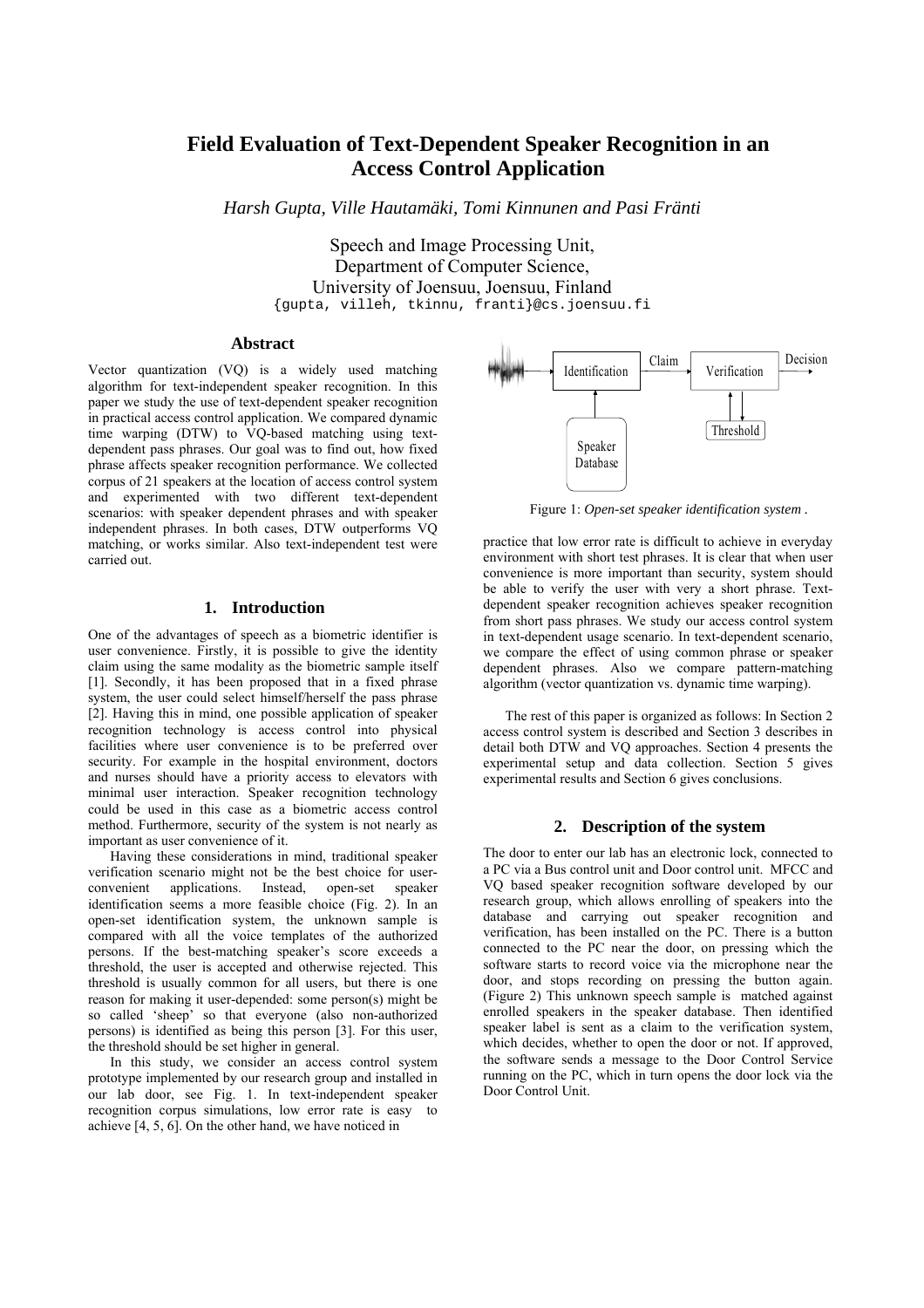# Field Evaluation of Text-Dependent Speaker Recognition in an Access Control Application

*Harsh Gupta, Ville Hautamäki, Tomi Kinnunen and Pasi Fränti*

Speech and Image Processing Unit,
Department of Computer Science,
University of Joensuu, Joensuu, Finland
{gupta, villeh, tkinnu, franti}@cs.joensuu.fi

## Abstract

Vector quantization (VQ) is a widely used matching algorithm for text-independent speaker recognition. In this paper we study the use of text-dependent speaker recognition in practical access control application. We compared dynamic time warping (DTW) to VQ-based matching using text-dependent pass phrases. Our goal was to find out, how fixed phrase affects speaker recognition performance. We collected corpus of 21 speakers at the location of access control system and experimented with two different text-dependent scenarios: with speaker dependent phrases and with speaker independent phrases. In both cases, DTW outperforms VQ matching, or works similar. Also text-independent test were carried out.

## 1. Introduction

One of the advantages of speech as a biometric identifier is user convenience. Firstly, it is possible to give the identity claim using the same modality as the biometric sample itself [1]. Secondly, it has been proposed that in a fixed phrase system, the user could select himself/herself the pass phrase [2]. Having this in mind, one possible application of speaker recognition technology is access control into physical facilities where user convenience is to be preferred over security. For example in the hospital environment, doctors and nurses should have a priority access to elevators with minimal user interaction. Speaker recognition technology could be used in this case as a biometric access control method. Furthermore, security of the system is not nearly as important as user convenience of it.

Having these considerations in mind, traditional speaker verification scenario might not be the best choice for user-convenient applications. Instead, open-set speaker identification seems a more feasible choice (Fig. 2). In an open-set identification system, the unknown sample is compared with all the voice templates of the authorized persons. If the best-matching speaker's score exceeds a threshold, the user is accepted and otherwise rejected. This threshold is usually common for all users, but there is one reason for making it user-depended: some person(s) might be so called 'sheep' so that everyone (also non-authorized persons) is identified as being this person [3]. For this user, the threshold should be set higher in general.

In this study, we consider an access control system prototype implemented by our research group and installed in our lab door, see Fig. 1. In text-independent speaker recognition corpus simulations, low error rate is easy to achieve [4, 5, 6]. On the other hand, we have noticed in practice that low error rate is difficult to achieve in everyday environment with short test phrases. It is clear that when user convenience is more important than security, system should be able to verify the user with very a short phrase. Text-dependent speaker recognition achieves speaker recognition from short pass phrases. We study our access control system in text-dependent usage scenario. In text-dependent scenario, we compare the effect of using common phrase or speaker dependent phrases. Also we compare pattern-matching algorithm (vector quantization vs. dynamic time warping).

Figure 1: *Open-set speaker identification system* .

The rest of this paper is organized as follows: In Section 2 access control system is described and Section 3 describes in detail both DTW and VQ approaches. Section 4 presents the experimental setup and data collection. Section 5 gives experimental results and Section 6 gives conclusions.

## 2. Description of the system

The door to enter our lab has an electronic lock, connected to a PC via a Bus control unit and Door control unit. MFCC and VQ based speaker recognition software developed by our research group, which allows enrolling of speakers into the database and carrying out speaker recognition and verification, has been installed on the PC. There is a button connected to the PC near the door, on pressing which the software starts to record voice via the microphone near the door, and stops recording on pressing the button again. (Figure 2) This unknown speech sample is matched against enrolled speakers in the speaker database. Then identified speaker label is sent as a claim to the verification system, which decides, whether to open the door or not. If approved, the software sends a message to the Door Control Service running on the PC, which in turn opens the door lock via the Door Control Unit.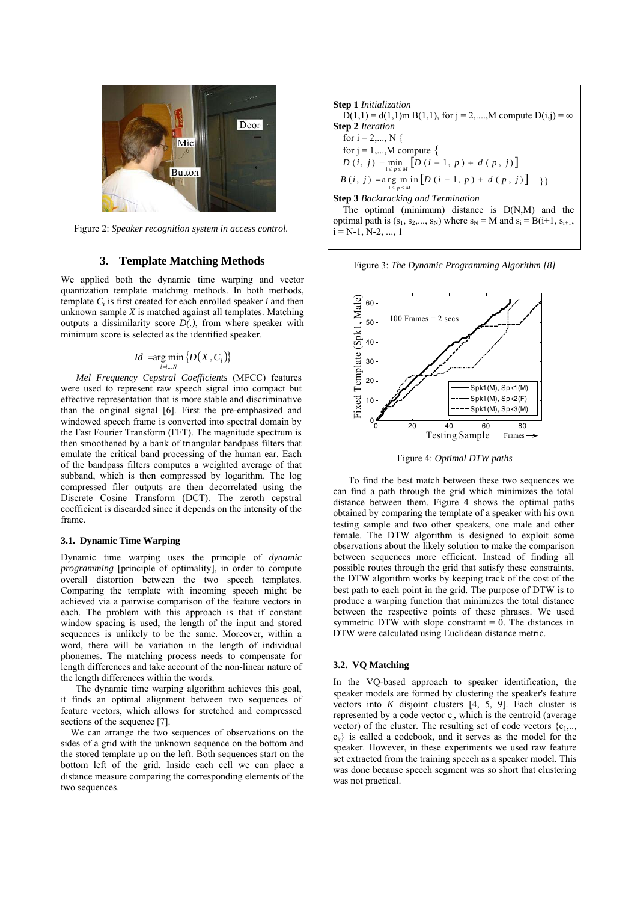Figure 2: *Speaker recognition system in access control.*

## 3. Template Matching Methods

We applied both the dynamic time warping and vector quantization template matching methods. In both methods, template $C_i$ is first created for each enrolled speaker *i* and then unknown sample *X* is matched against all templates. Matching outputs a dissimilarity score *D(.)*, from where speaker with minimum score is selected as the identified speaker.

$$Id = \arg\min_{i=i...N} \{D(X, C_i)\}$$

*Mel Frequency Cepstral Coefficients* (MFCC) features were used to represent raw speech signal into compact but effective representation that is more stable and discriminative than the original signal [6]. First the pre-emphasized and windowed speech frame is converted into spectral domain by the Fast Fourier Transform (FFT). The magnitude spectrum is then smoothened by a bank of triangular bandpass filters that emulate the critical band processing of the human ear. Each of the bandpass filters computes a weighted average of that subband, which is then compressed by logarithm. The log compressed filer outputs are then decorrelated using the Discrete Cosine Transform (DCT). The zeroth cepstral coefficient is discarded since it depends on the intensity of the frame.

### 3.1. Dynamic Time Warping

Dynamic time warping uses the principle of *dynamic programming* [principle of optimality], in order to compute overall distortion between the two speech templates. Comparing the template with incoming speech might be achieved via a pairwise comparison of the feature vectors in each. The problem with this approach is that if constant window spacing is used, the length of the input and stored sequences is unlikely to be the same. Moreover, within a word, there will be variation in the length of individual phonemes. The matching process needs to compensate for length differences and take account of the non-linear nature of the length differences within the words.

The dynamic time warping algorithm achieves this goal, it finds an optimal alignment between two sequences of feature vectors, which allows for stretched and compressed sections of the sequence [7].

We can arrange the two sequences of observations on the sides of a grid with the unknown sequence on the bottom and the stored template up on the left. Both sequences start on the bottom left of the grid. Inside each cell we can place a distance measure comparing the corresponding elements of the two sequences.

**Step 1** *Initialization*
$D(1,1) = d(1,1)$m $B(1,1)$, for $j = 2,....,M$ compute $D(i,j) = \infty$
**Step 2** *Iteration*
for $i = 2,..., N$ {
for $j = 1,...,M$ compute {

$$D(i, j) = \min_{1 \le p \le M} [D(i-1, p) + d(p, j)]$$

$$B(i, j) = \arg\min_{1 \le p \le M} [D(i-1, p) + d(p, j)] \quad \}\}$$

**Step 3** *Backtracking and Termination*
The optimal (minimum) distance is $D(N,M)$ and the optimal path is $(s_1, s_2,..., s_N)$ where $s_N = M$ and $s_i = B(i+1, s_{i+1})$, $i = N-1, N-2, ..., 1$

Figure 3: *The Dynamic Programming Algorithm [8]*

Figure 4: *Optimal DTW paths*

To find the best match between these two sequences we can find a path through the grid which minimizes the total distance between them. Figure 4 shows the optimal paths obtained by comparing the template of a speaker with his own testing sample and two other speakers, one male and other female. The DTW algorithm is designed to exploit some observations about the likely solution to make the comparison between sequences more efficient. Instead of finding all possible routes through the grid that satisfy these constraints, the DTW algorithm works by keeping track of the cost of the best path to each point in the grid. The purpose of DTW is to produce a warping function that minimizes the total distance between the respective points of these phrases. We used symmetric DTW with slope constraint = 0. The distances in DTW were calculated using Euclidean distance metric.

### 3.2. VQ Matching

In the VQ-based approach to speaker identification, the speaker models are formed by clustering the speaker's feature vectors into *K* disjoint clusters [4, 5, 9]. Each cluster is represented by a code vector $c_i$, which is the centroid (average vector) of the cluster. The resulting set of code vectors $\{c_1,.., c_k\}$ is called a codebook, and it serves as the model for the speaker. However, in these experiments we used raw feature set extracted from the training speech as a speaker model. This was done because speech segment was so short that clustering was not practical.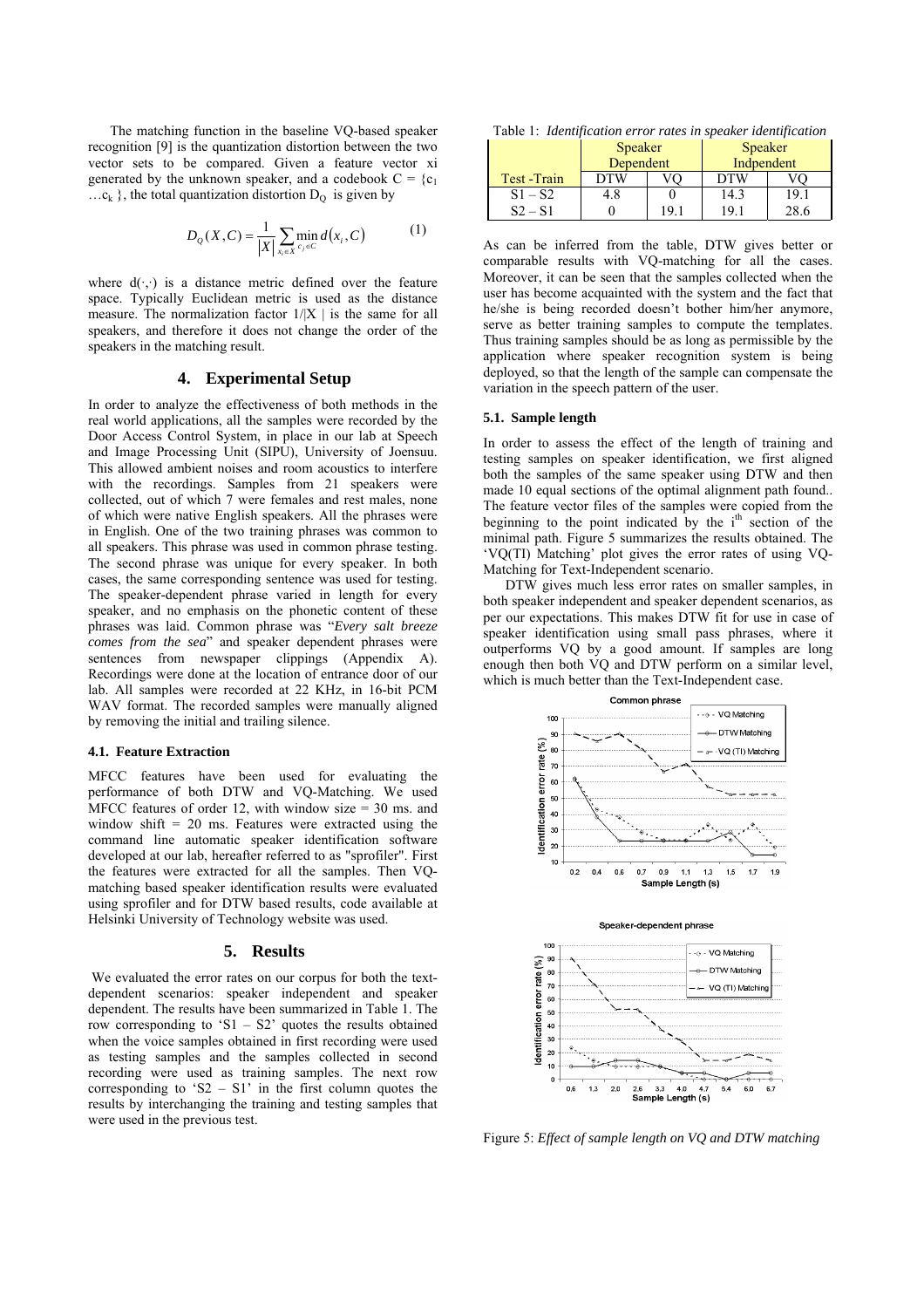The matching function in the baseline VQ-based speaker recognition [9] is the quantization distortion between the two vector sets to be compared. Given a feature vector xi generated by the unknown speaker, and a codebook $C = \{c_1 \ldots c_k\}$, the total quantization distortion $D_Q$ is given by

$$D_Q(X,C) = \frac{1}{|X|} \sum_{x_i \in X} \min_{c_j \in C} d(x_i, C) \qquad (1)$$

where $d(\cdot,\cdot)$ is a distance metric defined over the feature space. Typically Euclidean metric is used as the distance measure. The normalization factor $1/|X|$ is the same for all speakers, and therefore it does not change the order of the speakers in the matching result.

## 4. Experimental Setup

In order to analyze the effectiveness of both methods in the real world applications, all the samples were recorded by the Door Access Control System, in place in our lab at Speech and Image Processing Unit (SIPU), University of Joensuu. This allowed ambient noises and room acoustics to interfere with the recordings. Samples from 21 speakers were collected, out of which 7 were females and rest males, none of which were native English speakers. All the phrases were in English. One of the two training phrases was common to all speakers. This phrase was used in common phrase testing. The second phrase was unique for every speaker. In both cases, the same corresponding sentence was used for testing. The speaker-dependent phrase varied in length for every speaker, and no emphasis on the phonetic content of these phrases was laid. Common phrase was "*Every salt breeze comes from the sea*" and speaker dependent phrases were sentences from newspaper clippings (Appendix A). Recordings were done at the location of entrance door of our lab. All samples were recorded at 22 KHz, in 16-bit PCM WAV format. The recorded samples were manually aligned by removing the initial and trailing silence.

### 4.1. Feature Extraction

MFCC features have been used for evaluating the performance of both DTW and VQ-Matching. We used MFCC features of order 12, with window size = 30 ms. and window shift = 20 ms. Features were extracted using the command line automatic speaker identification software developed at our lab, hereafter referred to as "sprofiler". First the features were extracted for all the samples. Then VQ-matching based speaker identification results were evaluated using sprofiler and for DTW based results, code available at Helsinki University of Technology website was used.

## 5. Results

We evaluated the error rates on our corpus for both the text-dependent scenarios: speaker independent and speaker dependent. The results have been summarized in Table 1. The row corresponding to 'S1 – S2' quotes the results obtained when the voice samples obtained in first recording were used as testing samples and the samples collected in second recording were used as training samples. The next row corresponding to 'S2 – S1' in the first column quotes the results by interchanging the training and testing samples that were used in the previous test.

Table 1: *Identification error rates in speaker identification*

| | Speaker Dependent | | Speaker Indpendent | |
|---|---|---|---|---|
| Test -Train | DTW | VQ | DTW | VQ |
| S1 – S2 | 4.8 | 0 | 14.3 | 19.1 |
| S2 – S1 | 0 | 19.1 | 19.1 | 28.6 |

As can be inferred from the table, DTW gives better or comparable results with VQ-matching for all the cases. Moreover, it can be seen that the samples collected when the user has become acquainted with the system and the fact that he/she is being recorded doesn't bother him/her anymore, serve as better training samples to compute the templates. Thus training samples should be as long as permissible by the application where speaker recognition system is being deployed, so that the length of the sample can compensate the variation in the speech pattern of the user.

### 5.1. Sample length

In order to assess the effect of the length of training and testing samples on speaker identification, we first aligned both the samples of the same speaker using DTW and then made 10 equal sections of the optimal alignment path found.. The feature vector files of the samples were copied from the beginning to the point indicated by the i[th] section of the minimal path. Figure 5 summarizes the results obtained. The 'VQ(TI) Matching' plot gives the error rates of using VQ-Matching for Text-Independent scenario.

DTW gives much less error rates on smaller samples, in both speaker independent and speaker dependent scenarios, as per our expectations. This makes DTW fit for use in case of speaker identification using small pass phrases, where it outperforms VQ by a good amount. If samples are long enough then both VQ and DTW perform on a similar level, which is much better than the Text-Independent case.

Figure 5: *Effect of sample length on VQ and DTW matching*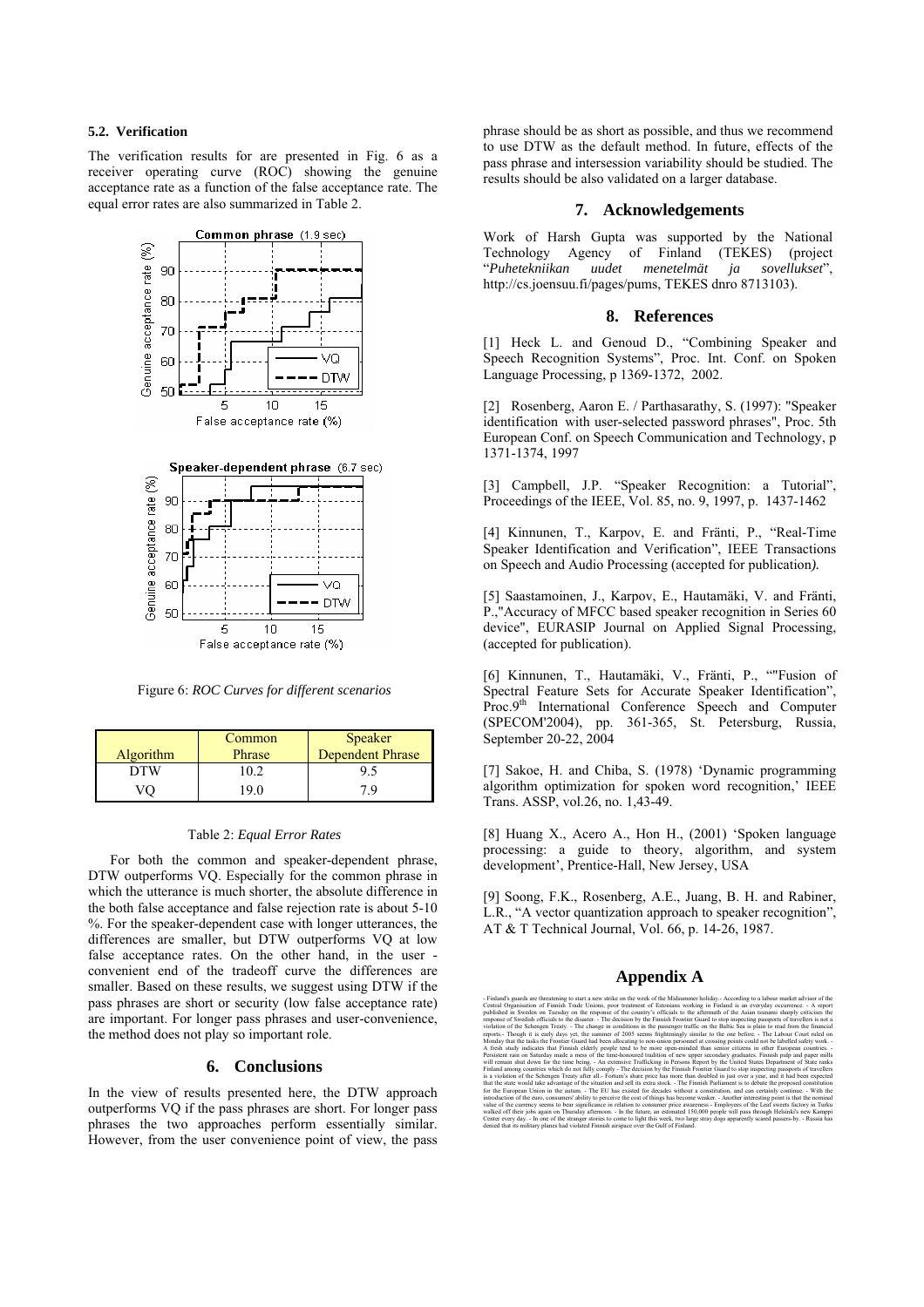### 5.2. Verification

The verification results for are presented in Fig. 6 as a receiver operating curve (ROC) showing the genuine acceptance rate as a function of the false acceptance rate. The equal error rates are also summarized in Table 2.

Common phrase (1.9 sec)

Genuine acceptance rate (%)

90
80
70
60
50

5
10
15

False acceptance rate (%)

VQ
DTW

Speaker-dependent phrase (6.7 sec)

Genuine acceptance rate (%)

90
80
70
60
50

5
10
15

False acceptance rate (%)

VQ
DTW

Figure 6: *ROC Curves for different scenarios*

| Algorithm | Common Phrase | Speaker Dependent Phrase |
|---|---|---|
| DTW | 10.2 | 9.5 |
| VQ | 19.0 | 7.9 |

Table 2: *Equal Error Rates*

For both the common and speaker-dependent phrase, DTW outperforms VQ. Especially for the common phrase in which the utterance is much shorter, the absolute difference in the both false acceptance and false rejection rate is about 5-10 %. For the speaker-dependent case with longer utterances, the differences are smaller, but DTW outperforms VQ at low false acceptance rates. On the other hand, in the user - convenient end of the tradeoff curve the differences are smaller. Based on these results, we suggest using DTW if the pass phrases are short or security (low false acceptance rate) are important. For longer pass phrases and user-convenience, the method does not play so important role.

## 6. Conclusions

In the view of results presented here, the DTW approach outperforms VQ if the pass phrases are short. For longer pass phrases the two approaches perform essentially similar. However, from the user convenience point of view, the pass phrase should be as short as possible, and thus we recommend to use DTW as the default method. In future, effects of the pass phrase and intersession variability should be studied. The results should be also validated on a larger database.

## 7. Acknowledgements

Work of Harsh Gupta was supported by the National Technology Agency of Finland (TEKES) (project "*Puhetekniikan uudet menetelmät ja sovellukset*", http://cs.joensuu.fi/pages/pums, TEKES dnro 8713103).

## 8. References

[1] Heck L. and Genoud D., "Combining Speaker and Speech Recognition Systems", Proc. Int. Conf. on Spoken Language Processing, p 1369-1372, 2002.

[2] Rosenberg, Aaron E. / Parthasarathy, S. (1997): "Speaker identification with user-selected password phrases", Proc. 5th European Conf. on Speech Communication and Technology, p 1371-1374, 1997

[3] Campbell, J.P. "Speaker Recognition: a Tutorial", Proceedings of the IEEE, Vol. 85, no. 9, 1997, p. 1437-1462

[4] Kinnunen, T., Karpov, E. and Fränti, P., "Real-Time Speaker Identification and Verification", IEEE Transactions on Speech and Audio Processing (accepted for publication*).*

[5] Saastamoinen, J., Karpov, E., Hautamäki, V. and Fränti, P.,"Accuracy of MFCC based speaker recognition in Series 60 device", EURASIP Journal on Applied Signal Processing, (accepted for publication).

[6] Kinnunen, T., Hautamäki, V., Fränti, P., ""Fusion of Spectral Feature Sets for Accurate Speaker Identification", Proc.9th International Conference Speech and Computer (SPECOM'2004), pp. 361-365, St. Petersburg, Russia, September 20-22, 2004

[7] Sakoe, H. and Chiba, S. (1978) 'Dynamic programming algorithm optimization for spoken word recognition,' IEEE Trans. ASSP, vol.26, no. 1,43-49.

[8] Huang X., Acero A., Hon H., (2001) 'Spoken language processing: a guide to theory, algorithm, and system development', Prentice-Hall, New Jersey, USA

[9] Soong, F.K., Rosenberg, A.E., Juang, B. H. and Rabiner, L.R., "A vector quantization approach to speaker recognition", AT & T Technical Journal, Vol. 66, p. 14-26, 1987.

## Appendix A

- Finland's guards are threatening to start a new strike on the week of the Midsummer holiday.- According to a labour market advisor of the Central Organisation of Finnish Trade Unions, poor treatment of Estonians working in Finland is an everyday occurrence. - A report published in Sweden on Tuesday on the response of the country's officials to the aftermath of the Asian tsunami sharply criticises the response of Swedish officials to the disaster. - The decision by the Finnish Frontier Guard to stop inspecting passports of travellers is not a violation of the Schengen Treaty. - The change in conditions in the passenger traffic on the Baltic Sea is plain to read from the financial reports.- Though it is early days yet, the summer of 2005 seems frighteningly similar to the one before. - The Labour Court ruled on Monday that the tasks the Frontier Guard had been allocating to non-union personnel at crossing points could not be labelled safety work. - A fresh study indicates that Finnish elderly people tend to be more open-minded than senior citizens in other European countries. - Persistent rain on Saturday made a mess of the time-honoured tradition of new upper secondary graduates. Finnish pulp and paper mills will remain shut down for the time being. - An extensive Trafficking in Persons Report by the United States Department of State ranks Finland among countries which do not fully comply - The decision by the Finnish Frontier Guard to stop inspecting passports of travellers is a violation of the Schengen Treaty after all.- Fortum's share price has more than doubled in just over a year, and it had been expected that the state would take advantage of the situation and sell its extra stock. - The Finnish Parliament is to debate the proposed constitution for the European Union in the autumn. - The EU has existed for decades without a constitution, and can certainly continue. - With the introduction of the euro, consumers' ability to perceive the cost of things has become weaker. - Another interesting point is that the nominal value of the currency seems to bear significance in relation to consumer price awareness - Employees of the Leaf sweets factory in Turku walked off their jobs again on Thursday afternoon. - In the future, an estimated 150,000 people will pass through Helsinki's new Kamppi Center every day. - In one of the stranger stories to come to light this week, two large stray dogs apparently scared passers-by. - Russia has denied that its military planes had violated Finnish airspace over the Gulf of Finland.